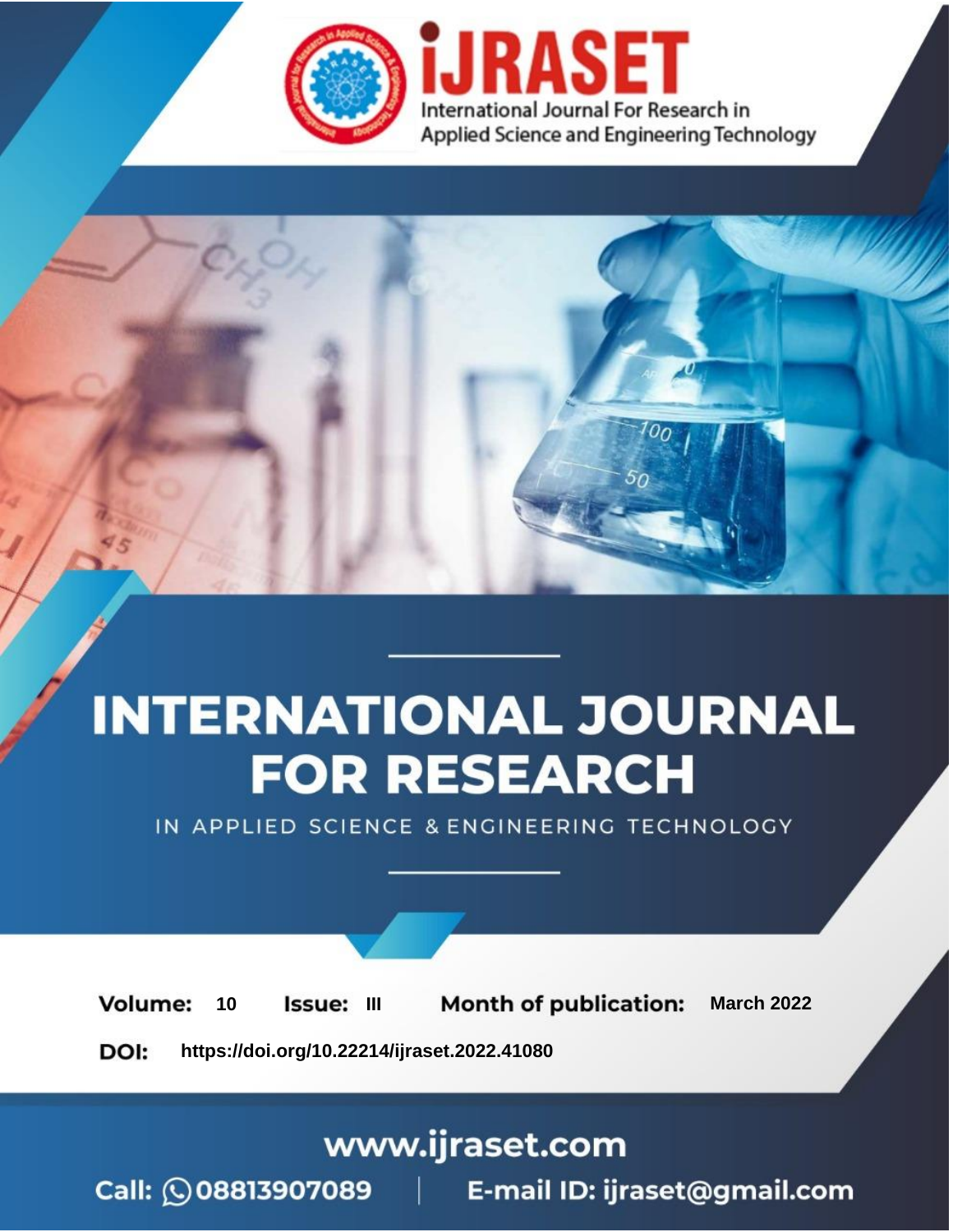# INTERNATIONAL JOURNAL FOR RESEARCH

IN APPLIED SCIENCE & ENGINEERING TECHNOLOGY

iJRASET International Journal For Research in Applied Science and Engineering Technology

**Volume:** 10 **Issue:** III **Month of publication:** March 2022

**DOI:** https://doi.org/10.22214/ijraset.2022.41080

www.ijraset.com

Call: 08813907089 | E-mail ID: ijraset@gmail.com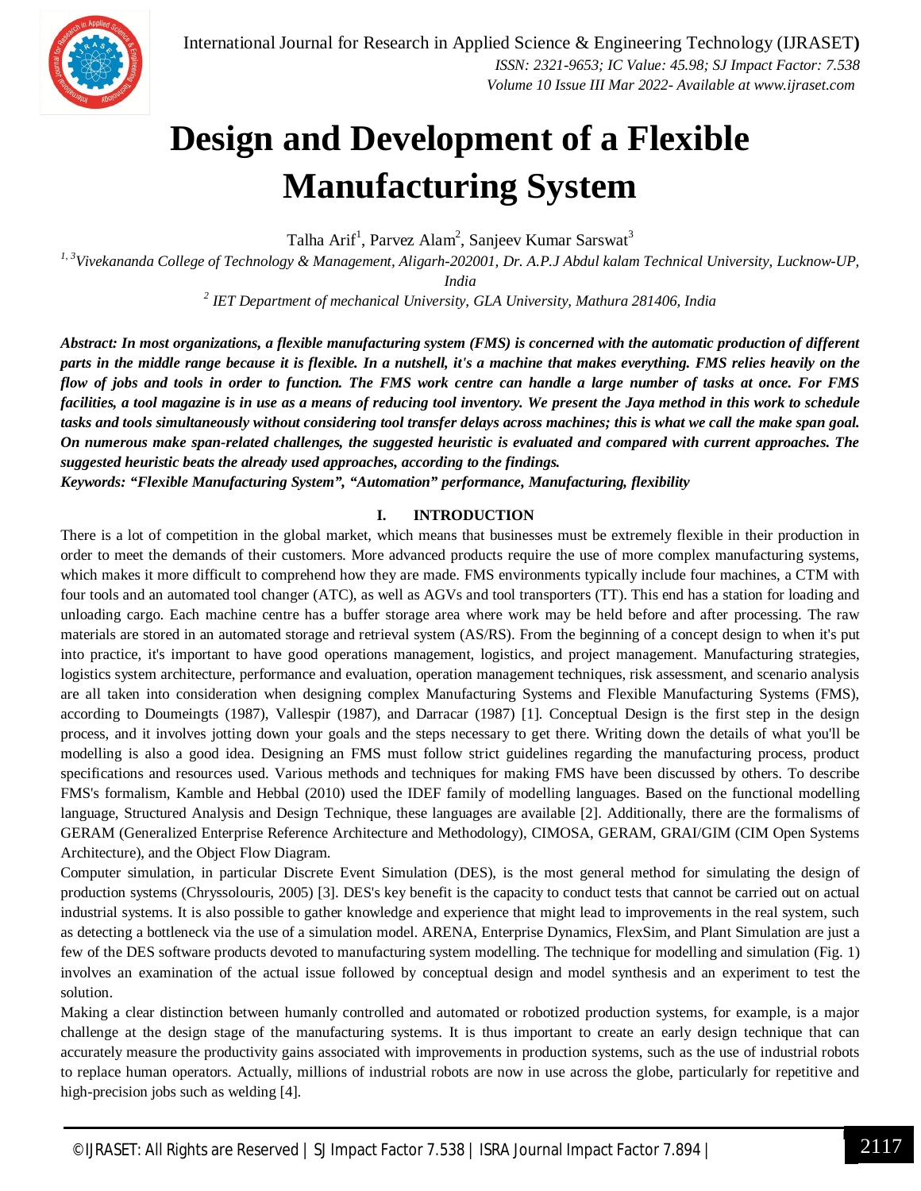# Design and Development of a Flexible Manufacturing System

Talha Arif[1], Parvez Alam[2], Sanjeev Kumar Sarswat[3]

*[1, 3]Vivekananda College of Technology & Management, Aligarh-202001, Dr. A.P.J Abdul kalam Technical University, Lucknow-UP, India*

*[2] IET Department of mechanical University, GLA University, Mathura 281406, India*

***Abstract:** In most organizations, a flexible manufacturing system (FMS) is concerned with the automatic production of different parts in the middle range because it is flexible. In a nutshell, it's a machine that makes everything. FMS relies heavily on the flow of jobs and tools in order to function. The FMS work centre can handle a large number of tasks at once. For FMS facilities, a tool magazine is in use as a means of reducing tool inventory. We present the Jaya method in this work to schedule tasks and tools simultaneously without considering tool transfer delays across machines; this is what we call the make span goal. On numerous make span-related challenges, the suggested heuristic is evaluated and compared with current approaches. The suggested heuristic beats the already used approaches, according to the findings.*

***Keywords:** "Flexible Manufacturing System", "Automation" performance, Manufacturing, flexibility*

## I. INTRODUCTION

There is a lot of competition in the global market, which means that businesses must be extremely flexible in their production in order to meet the demands of their customers. More advanced products require the use of more complex manufacturing systems, which makes it more difficult to comprehend how they are made. FMS environments typically include four machines, a CTM with four tools and an automated tool changer (ATC), as well as AGVs and tool transporters (TT). This end has a station for loading and unloading cargo. Each machine centre has a buffer storage area where work may be held before and after processing. The raw materials are stored in an automated storage and retrieval system (AS/RS). From the beginning of a concept design to when it's put into practice, it's important to have good operations management, logistics, and project management. Manufacturing strategies, logistics system architecture, performance and evaluation, operation management techniques, risk assessment, and scenario analysis are all taken into consideration when designing complex Manufacturing Systems and Flexible Manufacturing Systems (FMS), according to Doumeingts (1987), Vallespir (1987), and Darracar (1987) [1]. Conceptual Design is the first step in the design process, and it involves jotting down your goals and the steps necessary to get there. Writing down the details of what you'll be modelling is also a good idea. Designing an FMS must follow strict guidelines regarding the manufacturing process, product specifications and resources used. Various methods and techniques for making FMS have been discussed by others. To describe FMS's formalism, Kamble and Hebbal (2010) used the IDEF family of modelling languages. Based on the functional modelling language, Structured Analysis and Design Technique, these languages are available [2]. Additionally, there are the formalisms of GERAM (Generalized Enterprise Reference Architecture and Methodology), CIMOSA, GERAM, GRAI/GIM (CIM Open Systems Architecture), and the Object Flow Diagram.

Computer simulation, in particular Discrete Event Simulation (DES), is the most general method for simulating the design of production systems (Chryssolouris, 2005) [3]. DES's key benefit is the capacity to conduct tests that cannot be carried out on actual industrial systems. It is also possible to gather knowledge and experience that might lead to improvements in the real system, such as detecting a bottleneck via the use of a simulation model. ARENA, Enterprise Dynamics, FlexSim, and Plant Simulation are just a few of the DES software products devoted to manufacturing system modelling. The technique for modelling and simulation (Fig. 1) involves an examination of the actual issue followed by conceptual design and model synthesis and an experiment to test the solution.

Making a clear distinction between humanly controlled and automated or robotized production systems, for example, is a major challenge at the design stage of the manufacturing systems. It is thus important to create an early design technique that can accurately measure the productivity gains associated with improvements in production systems, such as the use of industrial robots to replace human operators. Actually, millions of industrial robots are now in use across the globe, particularly for repetitive and high-precision jobs such as welding [4].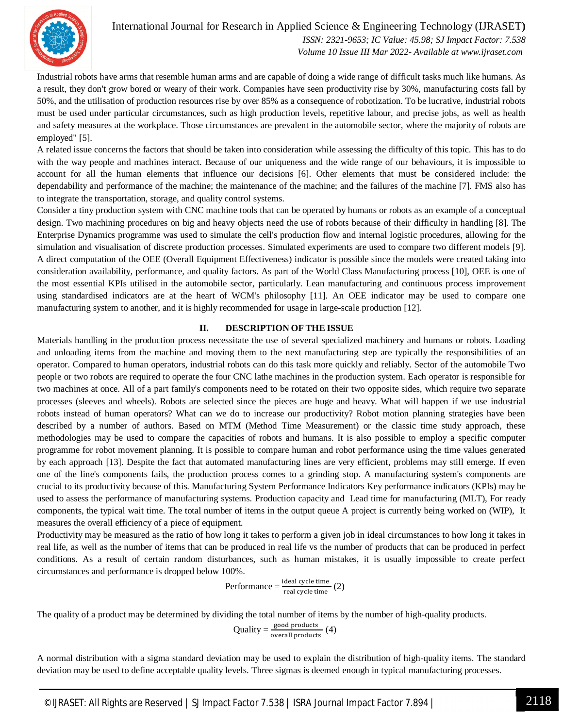Industrial robots have arms that resemble human arms and are capable of doing a wide range of difficult tasks much like humans. As a result, they don't grow bored or weary of their work. Companies have seen productivity rise by 30%, manufacturing costs fall by 50%, and the utilisation of production resources rise by over 85% as a consequence of robotization. To be lucrative, industrial robots must be used under particular circumstances, such as high production levels, repetitive labour, and precise jobs, as well as health and safety measures at the workplace. Those circumstances are prevalent in the automobile sector, where the majority of robots are employed" [5].

A related issue concerns the factors that should be taken into consideration while assessing the difficulty of this topic. This has to do with the way people and machines interact. Because of our uniqueness and the wide range of our behaviours, it is impossible to account for all the human elements that influence our decisions [6]. Other elements that must be considered include: the dependability and performance of the machine; the maintenance of the machine; and the failures of the machine [7]. FMS also has to integrate the transportation, storage, and quality control systems.

Consider a tiny production system with CNC machine tools that can be operated by humans or robots as an example of a conceptual design. Two machining procedures on big and heavy objects need the use of robots because of their difficulty in handling [8]. The Enterprise Dynamics programme was used to simulate the cell's production flow and internal logistic procedures, allowing for the simulation and visualisation of discrete production processes. Simulated experiments are used to compare two different models [9]. A direct computation of the OEE (Overall Equipment Effectiveness) indicator is possible since the models were created taking into consideration availability, performance, and quality factors. As part of the World Class Manufacturing process [10], OEE is one of the most essential KPIs utilised in the automobile sector, particularly. Lean manufacturing and continuous process improvement using standardised indicators are at the heart of WCM's philosophy [11]. An OEE indicator may be used to compare one manufacturing system to another, and it is highly recommended for usage in large-scale production [12].

## II. DESCRIPTION OF THE ISSUE

Materials handling in the production process necessitate the use of several specialized machinery and humans or robots. Loading and unloading items from the machine and moving them to the next manufacturing step are typically the responsibilities of an operator. Compared to human operators, industrial robots can do this task more quickly and reliably. Sector of the automobile Two people or two robots are required to operate the four CNC lathe machines in the production system. Each operator is responsible for two machines at once. All of a part family's components need to be rotated on their two opposite sides, which require two separate processes (sleeves and wheels). Robots are selected since the pieces are huge and heavy. What will happen if we use industrial robots instead of human operators? What can we do to increase our productivity? Robot motion planning strategies have been described by a number of authors. Based on MTM (Method Time Measurement) or the classic time study approach, these methodologies may be used to compare the capacities of robots and humans. It is also possible to employ a specific computer programme for robot movement planning. It is possible to compare human and robot performance using the time values generated by each approach [13]. Despite the fact that automated manufacturing lines are very efficient, problems may still emerge. If even one of the line's components fails, the production process comes to a grinding stop. A manufacturing system's components are crucial to its productivity because of this. Manufacturing System Performance Indicators Key performance indicators (KPIs) may be used to assess the performance of manufacturing systems. Production capacity and Lead time for manufacturing (MLT), For ready components, the typical wait time. The total number of items in the output queue A project is currently being worked on (WIP), It measures the overall efficiency of a piece of equipment.

Productivity may be measured as the ratio of how long it takes to perform a given job in ideal circumstances to how long it takes in real life, as well as the number of items that can be produced in real life vs the number of products that can be produced in perfect conditions. As a result of certain random disturbances, such as human mistakes, it is usually impossible to create perfect circumstances and performance is dropped below 100%.

$$\text{Performance} = \frac{\text{ideal cycle time}}{\text{real cycle time}} \quad (2)$$

The quality of a product may be determined by dividing the total number of items by the number of high-quality products.

$$\text{Quality} = \frac{\text{good products}}{\text{overall products}} \quad (4)$$

A normal distribution with a sigma standard deviation may be used to explain the distribution of high-quality items. The standard deviation may be used to define acceptable quality levels. Three sigmas is deemed enough in typical manufacturing processes.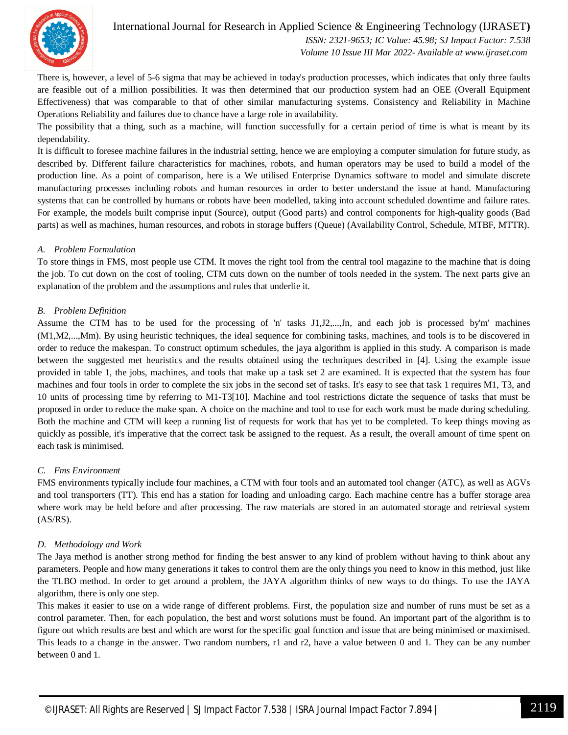There is, however, a level of 5-6 sigma that may be achieved in today's production processes, which indicates that only three faults are feasible out of a million possibilities. It was then determined that our production system had an OEE (Overall Equipment Effectiveness) that was comparable to that of other similar manufacturing systems. Consistency and Reliability in Machine Operations Reliability and failures due to chance have a large role in availability.

The possibility that a thing, such as a machine, will function successfully for a certain period of time is what is meant by its dependability.

It is difficult to foresee machine failures in the industrial setting, hence we are employing a computer simulation for future study, as described by. Different failure characteristics for machines, robots, and human operators may be used to build a model of the production line. As a point of comparison, here is a We utilised Enterprise Dynamics software to model and simulate discrete manufacturing processes including robots and human resources in order to better understand the issue at hand. Manufacturing systems that can be controlled by humans or robots have been modelled, taking into account scheduled downtime and failure rates. For example, the models built comprise input (Source), output (Good parts) and control components for high-quality goods (Bad parts) as well as machines, human resources, and robots in storage buffers (Queue) (Availability Control, Schedule, MTBF, MTTR).

### *A. Problem Formulation*

To store things in FMS, most people use CTM. It moves the right tool from the central tool magazine to the machine that is doing the job. To cut down on the cost of tooling, CTM cuts down on the number of tools needed in the system. The next parts give an explanation of the problem and the assumptions and rules that underlie it.

### *B. Problem Definition*

Assume the CTM has to be used for the processing of 'n' tasks J1,J2,...,Jn, and each job is processed by'm' machines (M1,M2,...,Mm). By using heuristic techniques, the ideal sequence for combining tasks, machines, and tools is to be discovered in order to reduce the makespan. To construct optimum schedules, the jaya algorithm is applied in this study. A comparison is made between the suggested met heuristics and the results obtained using the techniques described in [4]. Using the example issue provided in table 1, the jobs, machines, and tools that make up a task set 2 are examined. It is expected that the system has four machines and four tools in order to complete the six jobs in the second set of tasks. It's easy to see that task 1 requires M1, T3, and 10 units of processing time by referring to M1-T3[10]. Machine and tool restrictions dictate the sequence of tasks that must be proposed in order to reduce the make span. A choice on the machine and tool to use for each work must be made during scheduling. Both the machine and CTM will keep a running list of requests for work that has yet to be completed. To keep things moving as quickly as possible, it's imperative that the correct task be assigned to the request. As a result, the overall amount of time spent on each task is minimised.

### *C. Fms Environment*

FMS environments typically include four machines, a CTM with four tools and an automated tool changer (ATC), as well as AGVs and tool transporters (TT). This end has a station for loading and unloading cargo. Each machine centre has a buffer storage area where work may be held before and after processing. The raw materials are stored in an automated storage and retrieval system (AS/RS).

### *D. Methodology and Work*

The Jaya method is another strong method for finding the best answer to any kind of problem without having to think about any parameters. People and how many generations it takes to control them are the only things you need to know in this method, just like the TLBO method. In order to get around a problem, the JAYA algorithm thinks of new ways to do things. To use the JAYA algorithm, there is only one step.

This makes it easier to use on a wide range of different problems. First, the population size and number of runs must be set as a control parameter. Then, for each population, the best and worst solutions must be found. An important part of the algorithm is to figure out which results are best and which are worst for the specific goal function and issue that are being minimised or maximised. This leads to a change in the answer. Two random numbers, r1 and r2, have a value between 0 and 1. They can be any number between 0 and 1.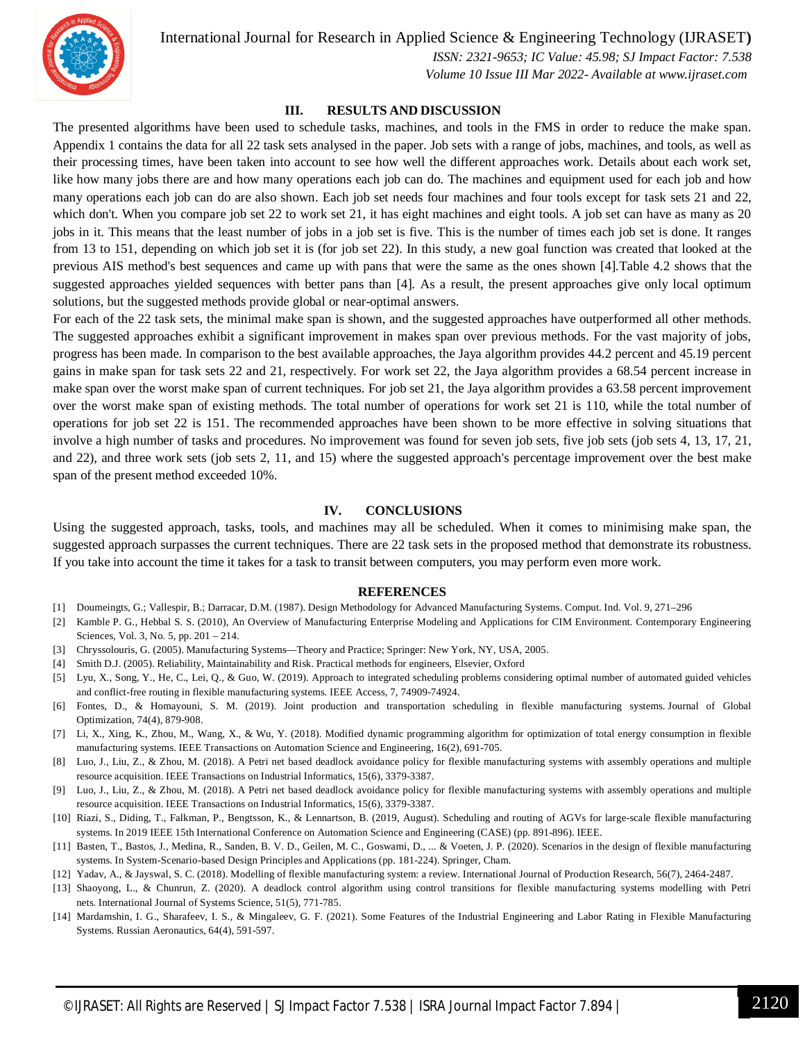## III. RESULTS AND DISCUSSION

The presented algorithms have been used to schedule tasks, machines, and tools in the FMS in order to reduce the make span. Appendix 1 contains the data for all 22 task sets analysed in the paper. Job sets with a range of jobs, machines, and tools, as well as their processing times, have been taken into account to see how well the different approaches work. Details about each work set, like how many jobs there are and how many operations each job can do. The machines and equipment used for each job and how many operations each job can do are also shown. Each job set needs four machines and four tools except for task sets 21 and 22, which don't. When you compare job set 22 to work set 21, it has eight machines and eight tools. A job set can have as many as 20 jobs in it. This means that the least number of jobs in a job set is five. This is the number of times each job set is done. It ranges from 13 to 151, depending on which job set it is (for job set 22). In this study, a new goal function was created that looked at the previous AIS method's best sequences and came up with pans that were the same as the ones shown [4].Table 4.2 shows that the suggested approaches yielded sequences with better pans than [4]. As a result, the present approaches give only local optimum solutions, but the suggested methods provide global or near-optimal answers.

For each of the 22 task sets, the minimal make span is shown, and the suggested approaches have outperformed all other methods. The suggested approaches exhibit a significant improvement in makes span over previous methods. For the vast majority of jobs, progress has been made. In comparison to the best available approaches, the Jaya algorithm provides 44.2 percent and 45.19 percent gains in make span for task sets 22 and 21, respectively. For work set 22, the Jaya algorithm provides a 68.54 percent increase in make span over the worst make span of current techniques. For job set 21, the Jaya algorithm provides a 63.58 percent improvement over the worst make span of existing methods. The total number of operations for work set 21 is 110, while the total number of operations for job set 22 is 151. The recommended approaches have been shown to be more effective in solving situations that involve a high number of tasks and procedures. No improvement was found for seven job sets, five job sets (job sets 4, 13, 17, 21, and 22), and three work sets (job sets 2, 11, and 15) where the suggested approach's percentage improvement over the best make span of the present method exceeded 10%.

## IV. CONCLUSIONS

Using the suggested approach, tasks, tools, and machines may all be scheduled. When it comes to minimising make span, the suggested approach surpasses the current techniques. There are 22 task sets in the proposed method that demonstrate its robustness. If you take into account the time it takes for a task to transit between computers, you may perform even more work.

## REFERENCES

[1] Doumeingts, G.; Vallespir, B.; Darracar, D.M. (1987). Design Methodology for Advanced Manufacturing Systems. Comput. Ind. Vol. 9, 271–296

[2] Kamble P. G., Hebbal S. S. (2010), An Overview of Manufacturing Enterprise Modeling and Applications for CIM Environment. Contemporary Engineering Sciences, Vol. 3, No. 5, pp. 201 – 214.

[3] Chryssolouris, G. (2005). Manufacturing Systems—Theory and Practice; Springer: New York, NY, USA, 2005.

[4] Smith D.J. (2005). Reliability, Maintainability and Risk. Practical methods for engineers, Elsevier, Oxford

[5] Lyu, X., Song, Y., He, C., Lei, Q., & Guo, W. (2019). Approach to integrated scheduling problems considering optimal number of automated guided vehicles and conflict-free routing in flexible manufacturing systems. IEEE Access, 7, 74909-74924.

[6] Fontes, D., & Homayouni, S. M. (2019). Joint production and transportation scheduling in flexible manufacturing systems. Journal of Global Optimization, 74(4), 879-908.

[7] Li, X., Xing, K., Zhou, M., Wang, X., & Wu, Y. (2018). Modified dynamic programming algorithm for optimization of total energy consumption in flexible manufacturing systems. IEEE Transactions on Automation Science and Engineering, 16(2), 691-705.

[8] Luo, J., Liu, Z., & Zhou, M. (2018). A Petri net based deadlock avoidance policy for flexible manufacturing systems with assembly operations and multiple resource acquisition. IEEE Transactions on Industrial Informatics, 15(6), 3379-3387.

[9] Luo, J., Liu, Z., & Zhou, M. (2018). A Petri net based deadlock avoidance policy for flexible manufacturing systems with assembly operations and multiple resource acquisition. IEEE Transactions on Industrial Informatics, 15(6), 3379-3387.

[10] Riazi, S., Diding, T., Falkman, P., Bengtsson, K., & Lennartson, B. (2019, August). Scheduling and routing of AGVs for large-scale flexible manufacturing systems. In 2019 IEEE 15th International Conference on Automation Science and Engineering (CASE) (pp. 891-896). IEEE.

[11] Basten, T., Bastos, J., Medina, R., Sanden, B. V. D., Geilen, M. C., Goswami, D., ... & Voeten, J. P. (2020). Scenarios in the design of flexible manufacturing systems. In System-Scenario-based Design Principles and Applications (pp. 181-224). Springer, Cham.

[12] Yadav, A., & Jayswal, S. C. (2018). Modelling of flexible manufacturing system: a review. International Journal of Production Research, 56(7), 2464-2487.

[13] Shaoyong, L., & Chunrun, Z. (2020). A deadlock control algorithm using control transitions for flexible manufacturing systems modelling with Petri nets. International Journal of Systems Science, 51(5), 771-785.

[14] Mardamshin, I. G., Sharafeev, I. S., & Mingaleev, G. F. (2021). Some Features of the Industrial Engineering and Labor Rating in Flexible Manufacturing Systems. Russian Aeronautics, 64(4), 591-597.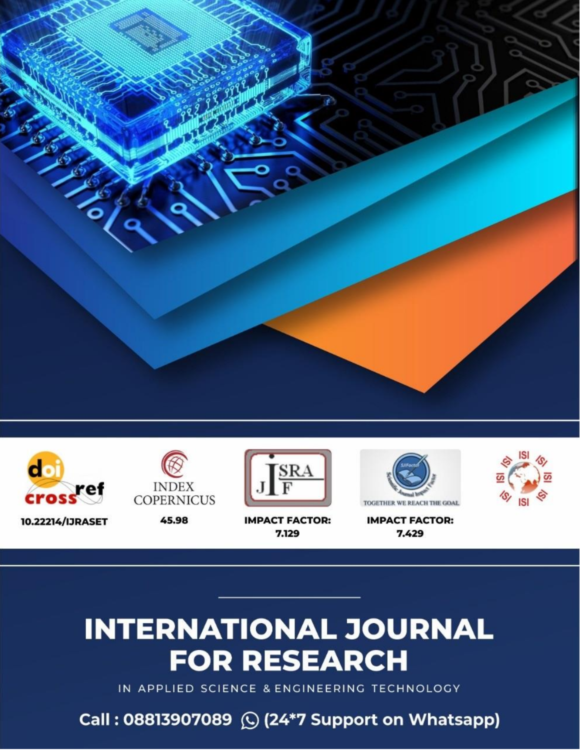10.22214/IJRASET

45.98

IMPACT FACTOR: 7.129

IMPACT FACTOR: 7.429

# INTERNATIONAL JOURNAL FOR RESEARCH

IN APPLIED SCIENCE & ENGINEERING TECHNOLOGY

Call : 08813907089 (24*7 Support on Whatsapp)